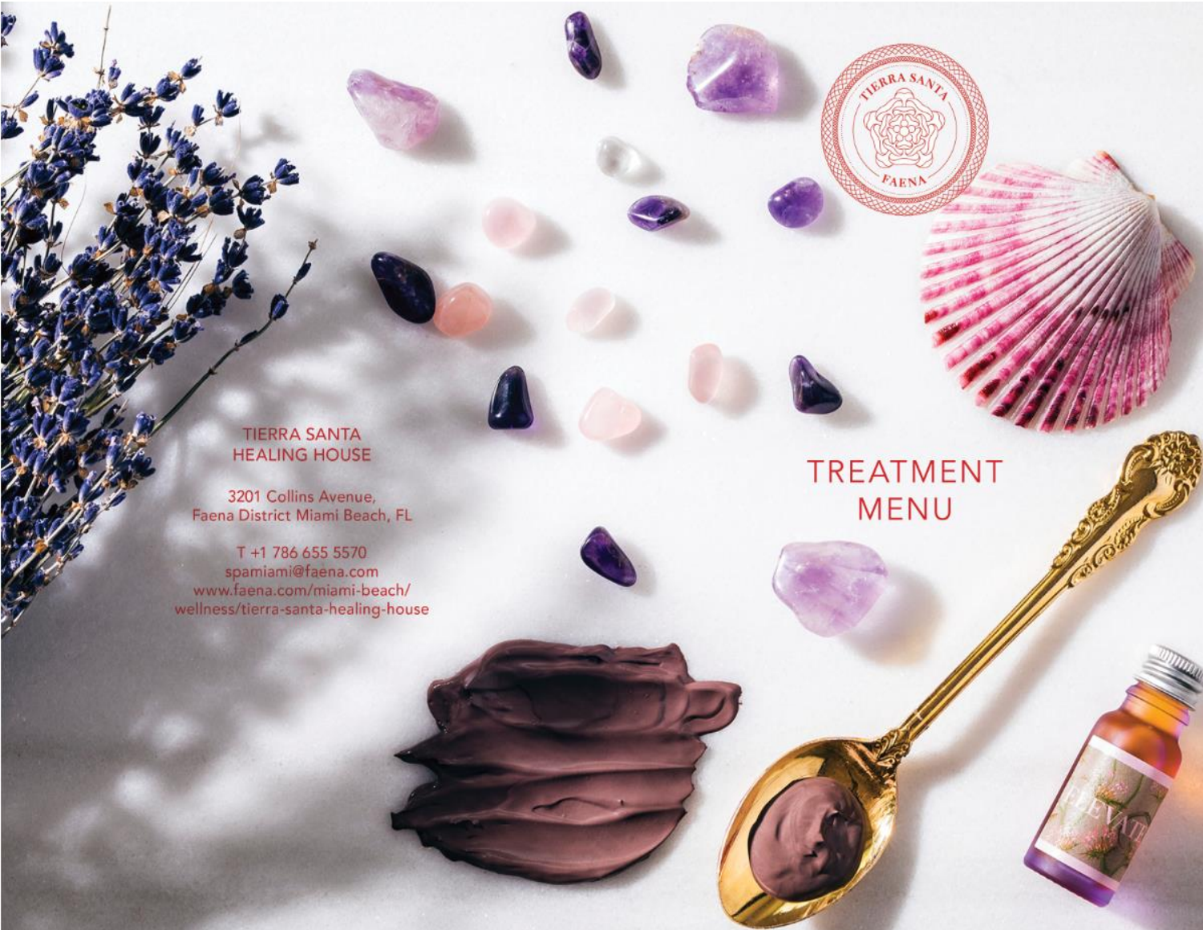TIERRA SANTA
HEALING HOUSE

3201 Collins Avenue,
Faena District Miami Beach, FL

T +1 786 655 5570
spamiami@faena.com
www.faena.com/miami-beach/wellness/tierra-santa-healing-house

# TREATMENT MENU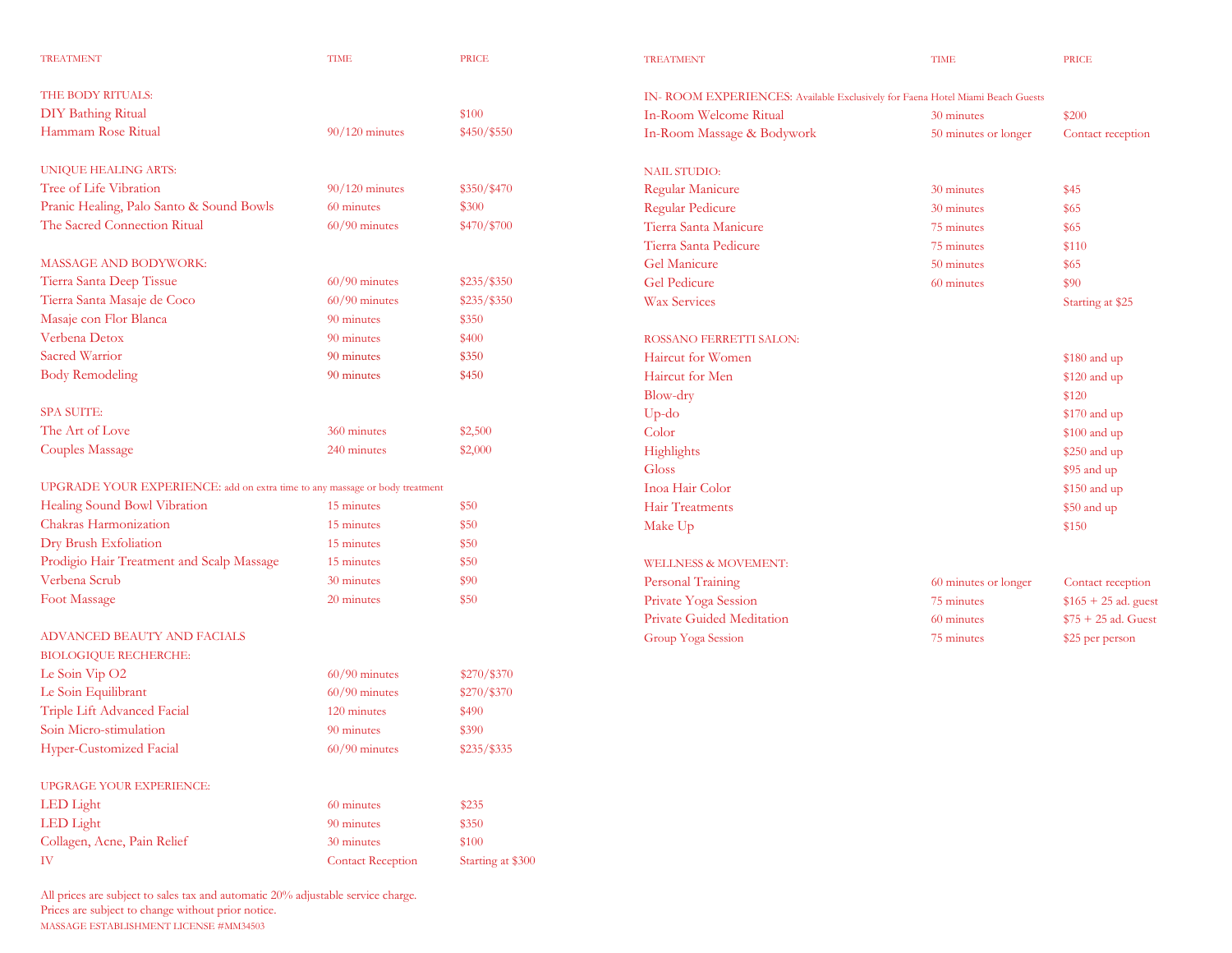| TREATMENT | TIME | PRICE |
|---|---|---|
| THE BODY RITUALS: | | |
| DIY Bathing Ritual | | $100 |
| Hammam Rose Ritual | 90/120 minutes | $450/$550 |
| UNIQUE HEALING ARTS: | | |
| Tree of Life Vibration | 90/120 minutes | $350/$470 |
| Pranic Healing, Palo Santo & Sound Bowls | 60 minutes | $300 |
| The Sacred Connection Ritual | 60/90 minutes | $470/$700 |
| MASSAGE AND BODYWORK: | | |
| Tierra Santa Deep Tissue | 60/90 minutes | $235/$350 |
| Tierra Santa Masaje de Coco | 60/90 minutes | $235/$350 |
| Masaje con Flor Blanca | 90 minutes | $350 |
| Verbena Detox | 90 minutes | $400 |
| Sacred Warrior | 90 minutes | $350 |
| Body Remodeling | 90 minutes | $450 |
| SPA SUITE: | | |
| The Art of Love | 360 minutes | $2,500 |
| Couples Massage | 240 minutes | $2,000 |
| UPGRADE YOUR EXPERIENCE: add on extra time to any massage or body treatment | | |
| Healing Sound Bowl Vibration | 15 minutes | $50 |
| Chakras Harmonization | 15 minutes | $50 |
| Dry Brush Exfoliation | 15 minutes | $50 |
| Prodigio Hair Treatment and Scalp Massage | 15 minutes | $50 |
| Verbena Scrub | 30 minutes | $90 |
| Foot Massage | 20 minutes | $50 |
| ADVANCED BEAUTY AND FACIALS | | |
| BIOLOGIQUE RECHERCHE: | | |
| Le Soin Vip O2 | 60/90 minutes | $270/$370 |
| Le Soin Equilibrant | 60/90 minutes | $270/$370 |
| Triple Lift Advanced Facial | 120 minutes | $490 |
| Soin Micro-stimulation | 90 minutes | $390 |
| Hyper-Customized Facial | 60/90 minutes | $235/$335 |
| UPGRAGE YOUR EXPERIENCE: | | |
| LED Light | 60 minutes | $235 |
| LED Light | 90 minutes | $350 |
| Collagen, Acne, Pain Relief | 30 minutes | $100 |
| IV | Contact Reception | Starting at $300 |

All prices are subject to sales tax and automatic 20% adjustable service charge.
Prices are subject to change without prior notice.
MASSAGE ESTABLISHMENT LICENSE #MM34503

| TREATMENT | TIME | PRICE |
|---|---|---|
| IN- ROOM EXPERIENCES: Available Exclusively for Faena Hotel Miami Beach Guests | | |
| In-Room Welcome Ritual | 30 minutes | $200 |
| In-Room Massage & Bodywork | 50 minutes or longer | Contact reception |
| NAIL STUDIO: | | |
| Regular Manicure | 30 minutes | $45 |
| Regular Pedicure | 30 minutes | $65 |
| Tierra Santa Manicure | 75 minutes | $65 |
| Tierra Santa Pedicure | 75 minutes | $110 |
| Gel Manicure | 50 minutes | $65 |
| Gel Pedicure | 60 minutes | $90 |
| Wax Services | | Starting at $25 |
| ROSSANO FERRETTI SALON: | | |
| Haircut for Women | | $180 and up |
| Haircut for Men | | $120 and up |
| Blow-dry | | $120 |
| Up-do | | $170 and up |
| Color | | $100 and up |
| Highlights | | $250 and up |
| Gloss | | $95 and up |
| Inoa Hair Color | | $150 and up |
| Hair Treatments | | $50 and up |
| Make Up | | $150 |
| WELLNESS & MOVEMENT: | | |
| Personal Training | 60 minutes or longer | Contact reception |
| Private Yoga Session | 75 minutes | $165 + 25 ad. guest |
| Private Guided Meditation | 60 minutes | $75 + 25 ad. Guest |
| Group Yoga Session | 75 minutes | $25 per person |